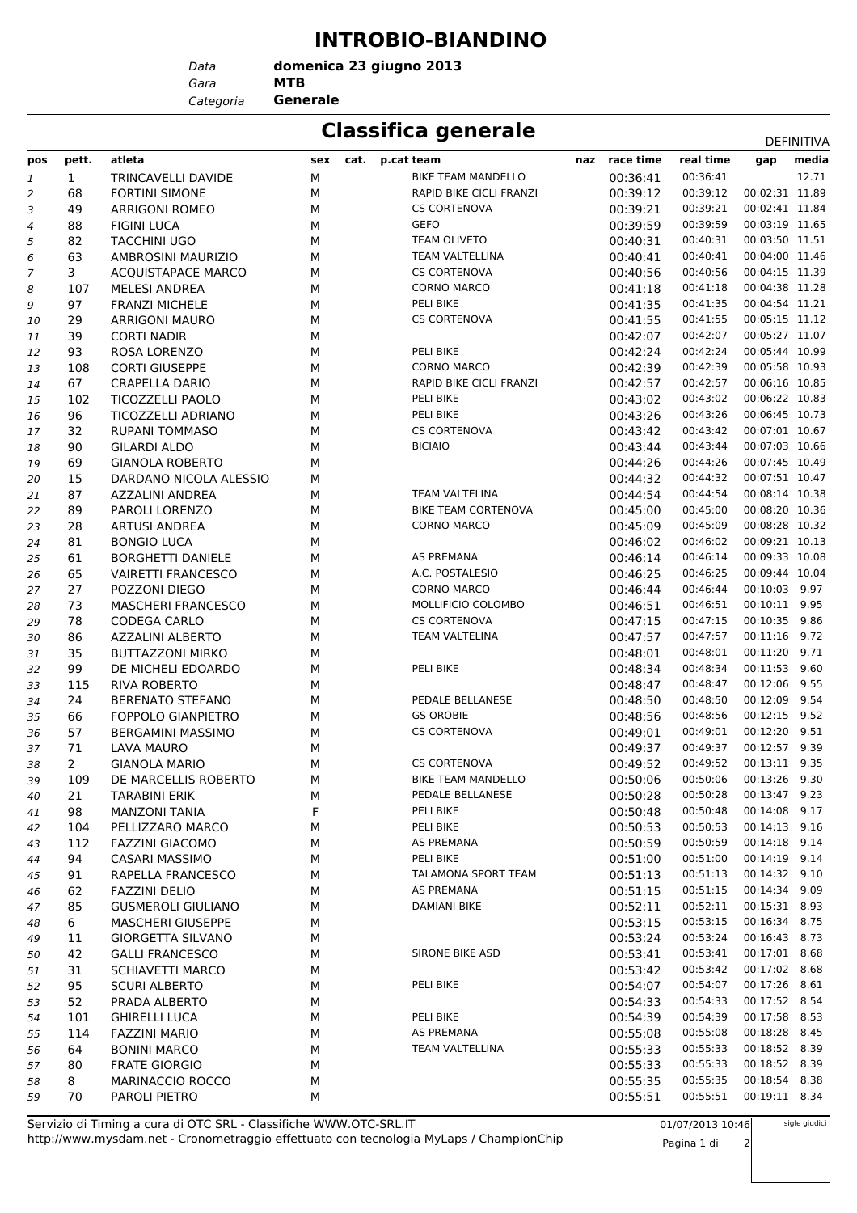# INTROBIO-BIANDINO

*Data* **domenica 23 giugno 2013**
*Gara* **MTB**
*Categoria* **Generale**

## Classifica generale

DEFINITIVA

| pos | pett. | atleta | sex | cat. | p.cat | team | naz | race time | real time | gap | media |
|---|---|---|---|---|---|---|---|---|---|---|---|
| 1 | 1 | TRINCAVELLI DAVIDE | M | | | BIKE TEAM MANDELLO | | 00:36:41 | 00:36:41 | | 12.71 |
| 2 | 68 | FORTINI SIMONE | M | | | RAPID BIKE CICLI FRANZI | | 00:39:12 | 00:39:12 | 00:02:31 | 11.89 |
| 3 | 49 | ARRIGONI ROMEO | M | | | CS CORTENOVA | | 00:39:21 | 00:39:21 | 00:02:41 | 11.84 |
| 4 | 88 | FIGINI LUCA | M | | | GEFO | | 00:39:59 | 00:39:59 | 00:03:19 | 11.65 |
| 5 | 82 | TACCHINI UGO | M | | | TEAM OLIVETO | | 00:40:31 | 00:40:31 | 00:03:50 | 11.51 |
| 6 | 63 | AMBROSINI MAURIZIO | M | | | TEAM VALTELLINA | | 00:40:41 | 00:40:41 | 00:04:00 | 11.46 |
| 7 | 3 | ACQUISTAPACE MARCO | M | | | CS CORTENOVA | | 00:40:56 | 00:40:56 | 00:04:15 | 11.39 |
| 8 | 107 | MELESI ANDREA | M | | | CORNO MARCO | | 00:41:18 | 00:41:18 | 00:04:38 | 11.28 |
| 9 | 97 | FRANZI MICHELE | M | | | PELI BIKE | | 00:41:35 | 00:41:35 | 00:04:54 | 11.21 |
| 10 | 29 | ARRIGONI MAURO | M | | | CS CORTENOVA | | 00:41:55 | 00:41:55 | 00:05:15 | 11.12 |
| 11 | 39 | CORTI NADIR | M | | | | | 00:42:07 | 00:42:07 | 00:05:27 | 11.07 |
| 12 | 93 | ROSA LORENZO | M | | | PELI BIKE | | 00:42:24 | 00:42:24 | 00:05:44 | 10.99 |
| 13 | 108 | CORTI GIUSEPPE | M | | | CORNO MARCO | | 00:42:39 | 00:42:39 | 00:05:58 | 10.93 |
| 14 | 67 | CRAPELLA DARIO | M | | | RAPID BIKE CICLI FRANZI | | 00:42:57 | 00:42:57 | 00:06:16 | 10.85 |
| 15 | 102 | TICOZZELLI PAOLO | M | | | PELI BIKE | | 00:43:02 | 00:43:02 | 00:06:22 | 10.83 |
| 16 | 96 | TICOZZELLI ADRIANO | M | | | PELI BIKE | | 00:43:26 | 00:43:26 | 00:06:45 | 10.73 |
| 17 | 32 | RUPANI TOMMASO | M | | | CS CORTENOVA | | 00:43:42 | 00:43:42 | 00:07:01 | 10.67 |
| 18 | 90 | GILARDI ALDO | M | | | BICIAIO | | 00:43:44 | 00:43:44 | 00:07:03 | 10.66 |
| 19 | 69 | GIANOLA ROBERTO | M | | | | | 00:44:26 | 00:44:26 | 00:07:45 | 10.49 |
| 20 | 15 | DARDANO NICOLA ALESSIO | M | | | | | 00:44:32 | 00:44:32 | 00:07:51 | 10.47 |
| 21 | 87 | AZZALINI ANDREA | M | | | TEAM VALTELINA | | 00:44:54 | 00:44:54 | 00:08:14 | 10.38 |
| 22 | 89 | PAROLI LORENZO | M | | | BIKE TEAM CORTENOVA | | 00:45:00 | 00:45:00 | 00:08:20 | 10.36 |
| 23 | 28 | ARTUSI ANDREA | M | | | CORNO MARCO | | 00:45:09 | 00:45:09 | 00:08:28 | 10.32 |
| 24 | 81 | BONGIO LUCA | M | | | | | 00:46:02 | 00:46:02 | 00:09:21 | 10.13 |
| 25 | 61 | BORGHETTI DANIELE | M | | | AS PREMANA | | 00:46:14 | 00:46:14 | 00:09:33 | 10.08 |
| 26 | 65 | VAIRETTI FRANCESCO | M | | | A.C. POSTALESIO | | 00:46:25 | 00:46:25 | 00:09:44 | 10.04 |
| 27 | 27 | POZZONI DIEGO | M | | | CORNO MARCO | | 00:46:44 | 00:46:44 | 00:10:03 | 9.97 |
| 28 | 73 | MASCHERI FRANCESCO | M | | | MOLLIFICIO COLOMBO | | 00:46:51 | 00:46:51 | 00:10:11 | 9.95 |
| 29 | 78 | CODEGA CARLO | M | | | CS CORTENOVA | | 00:47:15 | 00:47:15 | 00:10:35 | 9.86 |
| 30 | 86 | AZZALINI ALBERTO | M | | | TEAM VALTELINA | | 00:47:57 | 00:47:57 | 00:11:16 | 9.72 |
| 31 | 35 | BUTTAZZONI MIRKO | M | | | | | 00:48:01 | 00:48:01 | 00:11:20 | 9.71 |
| 32 | 99 | DE MICHELI EDOARDO | M | | | PELI BIKE | | 00:48:34 | 00:48:34 | 00:11:53 | 9.60 |
| 33 | 115 | RIVA ROBERTO | M | | | | | 00:48:47 | 00:48:47 | 00:12:06 | 9.55 |
| 34 | 24 | BERENATO STEFANO | M | | | PEDALE BELLANESE | | 00:48:50 | 00:48:50 | 00:12:09 | 9.54 |
| 35 | 66 | FOPPOLO GIANPIETRO | M | | | GS OROBIE | | 00:48:56 | 00:48:56 | 00:12:15 | 9.52 |
| 36 | 57 | BERGAMINI MASSIMO | M | | | CS CORTENOVA | | 00:49:01 | 00:49:01 | 00:12:20 | 9.51 |
| 37 | 71 | LAVA MAURO | M | | | | | 00:49:37 | 00:49:37 | 00:12:57 | 9.39 |
| 38 | 2 | GIANOLA MARIO | M | | | CS CORTENOVA | | 00:49:52 | 00:49:52 | 00:13:11 | 9.35 |
| 39 | 109 | DE MARCELLIS ROBERTO | M | | | BIKE TEAM MANDELLO | | 00:50:06 | 00:50:06 | 00:13:26 | 9.30 |
| 40 | 21 | TARABINI ERIK | M | | | PEDALE BELLANESE | | 00:50:28 | 00:50:28 | 00:13:47 | 9.23 |
| 41 | 98 | MANZONI TANIA | F | | | PELI BIKE | | 00:50:48 | 00:50:48 | 00:14:08 | 9.17 |
| 42 | 104 | PELLIZZARO MARCO | M | | | PELI BIKE | | 00:50:53 | 00:50:53 | 00:14:13 | 9.16 |
| 43 | 112 | FAZZINI GIACOMO | M | | | AS PREMANA | | 00:50:59 | 00:50:59 | 00:14:18 | 9.14 |
| 44 | 94 | CASARI MASSIMO | M | | | PELI BIKE | | 00:51:00 | 00:51:00 | 00:14:19 | 9.14 |
| 45 | 91 | RAPELLA FRANCESCO | M | | | TALAMONA SPORT TEAM | | 00:51:13 | 00:51:13 | 00:14:32 | 9.10 |
| 46 | 62 | FAZZINI DELIO | M | | | AS PREMANA | | 00:51:15 | 00:51:15 | 00:14:34 | 9.09 |
| 47 | 85 | GUSMEROLI GIULIANO | M | | | DAMIANI BIKE | | 00:52:11 | 00:52:11 | 00:15:31 | 8.93 |
| 48 | 6 | MASCHERI GIUSEPPE | M | | | | | 00:53:15 | 00:53:15 | 00:16:34 | 8.75 |
| 49 | 11 | GIORGETTA SILVANO | M | | | | | 00:53:24 | 00:53:24 | 00:16:43 | 8.73 |
| 50 | 42 | GALLI FRANCESCO | M | | | SIRONE BIKE ASD | | 00:53:41 | 00:53:41 | 00:17:01 | 8.68 |
| 51 | 31 | SCHIAVETTI MARCO | M | | | | | 00:53:42 | 00:53:42 | 00:17:02 | 8.68 |
| 52 | 95 | SCURI ALBERTO | M | | | PELI BIKE | | 00:54:07 | 00:54:07 | 00:17:26 | 8.61 |
| 53 | 52 | PRADA ALBERTO | M | | | | | 00:54:33 | 00:54:33 | 00:17:52 | 8.54 |
| 54 | 101 | GHIRELLI LUCA | M | | | PELI BIKE | | 00:54:39 | 00:54:39 | 00:17:58 | 8.53 |
| 55 | 114 | FAZZINI MARIO | M | | | AS PREMANA | | 00:55:08 | 00:55:08 | 00:18:28 | 8.45 |
| 56 | 64 | BONINI MARCO | M | | | TEAM VALTELLINA | | 00:55:33 | 00:55:33 | 00:18:52 | 8.39 |
| 57 | 80 | FRATE GIORGIO | M | | | | | 00:55:33 | 00:55:33 | 00:18:52 | 8.39 |
| 58 | 8 | MARINACCIO ROCCO | M | | | | | 00:55:35 | 00:55:35 | 00:18:54 | 8.38 |
| 59 | 70 | PAROLI PIETRO | M | | | | | 00:55:51 | 00:55:51 | 00:19:11 | 8.34 |

Servizio di Timing a cura di OTC SRL - Classifiche WWW.OTC-SRL.IT
http://www.mysdam.net - Cronometraggio effettuato con tecnologia MyLaps / ChampionChip

01/07/2013 10:46

sigle giudici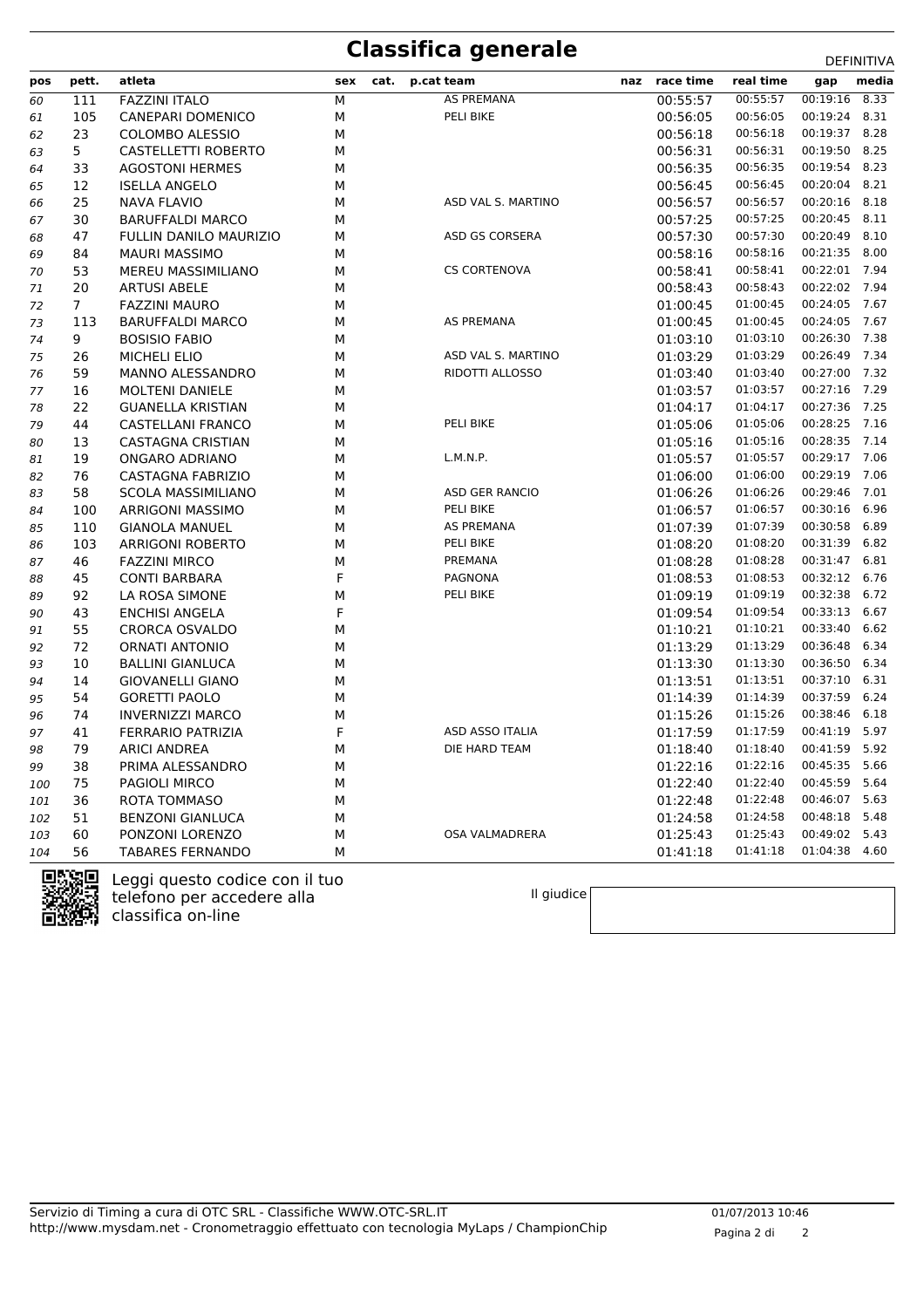# Classifica generale

DEFINITIVA

| pos | pett. | atleta | sex | cat. | p.cat | team | naz | race time | real time | gap | media |
|---|---|---|---|---|---|---|---|---|---|---|---|
| 60 | 111 | FAZZINI ITALO | M | | | AS PREMANA | | 00:55:57 | 00:55:57 | 00:19:16 | 8.33 |
| 61 | 105 | CANEPARI DOMENICO | M | | | PELI BIKE | | 00:56:05 | 00:56:05 | 00:19:24 | 8.31 |
| 62 | 23 | COLOMBO ALESSIO | M | | | | | 00:56:18 | 00:56:18 | 00:19:37 | 8.28 |
| 63 | 5 | CASTELLETTI ROBERTO | M | | | | | 00:56:31 | 00:56:31 | 00:19:50 | 8.25 |
| 64 | 33 | AGOSTONI HERMES | M | | | | | 00:56:35 | 00:56:35 | 00:19:54 | 8.23 |
| 65 | 12 | ISELLA ANGELO | M | | | | | 00:56:45 | 00:56:45 | 00:20:04 | 8.21 |
| 66 | 25 | NAVA FLAVIO | M | | | ASD VAL S. MARTINO | | 00:56:57 | 00:56:57 | 00:20:16 | 8.18 |
| 67 | 30 | BARUFFALDI MARCO | M | | | | | 00:57:25 | 00:57:25 | 00:20:45 | 8.11 |
| 68 | 47 | FULLIN DANILO MAURIZIO | M | | | ASD GS CORSERA | | 00:57:30 | 00:57:30 | 00:20:49 | 8.10 |
| 69 | 84 | MAURI MASSIMO | M | | | | | 00:58:16 | 00:58:16 | 00:21:35 | 8.00 |
| 70 | 53 | MEREU MASSIMILIANO | M | | | CS CORTENOVA | | 00:58:41 | 00:58:41 | 00:22:01 | 7.94 |
| 71 | 20 | ARTUSI ABELE | M | | | | | 00:58:43 | 00:58:43 | 00:22:02 | 7.94 |
| 72 | 7 | FAZZINI MAURO | M | | | | | 01:00:45 | 01:00:45 | 00:24:05 | 7.67 |
| 73 | 113 | BARUFFALDI MARCO | M | | | AS PREMANA | | 01:00:45 | 01:00:45 | 00:24:05 | 7.67 |
| 74 | 9 | BOSISIO FABIO | M | | | | | 01:03:10 | 01:03:10 | 00:26:30 | 7.38 |
| 75 | 26 | MICHELI ELIO | M | | | ASD VAL S. MARTINO | | 01:03:29 | 01:03:29 | 00:26:49 | 7.34 |
| 76 | 59 | MANNO ALESSANDRO | M | | | RIDOTTI ALLOSSO | | 01:03:40 | 01:03:40 | 00:27:00 | 7.32 |
| 77 | 16 | MOLTENI DANIELE | M | | | | | 01:03:57 | 01:03:57 | 00:27:16 | 7.29 |
| 78 | 22 | GUANELLA KRISTIAN | M | | | | | 01:04:17 | 01:04:17 | 00:27:36 | 7.25 |
| 79 | 44 | CASTELLANI FRANCO | M | | | PELI BIKE | | 01:05:06 | 01:05:06 | 00:28:25 | 7.16 |
| 80 | 13 | CASTAGNA CRISTIAN | M | | | | | 01:05:16 | 01:05:16 | 00:28:35 | 7.14 |
| 81 | 19 | ONGARO ADRIANO | M | | | L.M.N.P. | | 01:05:57 | 01:05:57 | 00:29:17 | 7.06 |
| 82 | 76 | CASTAGNA FABRIZIO | M | | | | | 01:06:00 | 01:06:00 | 00:29:19 | 7.06 |
| 83 | 58 | SCOLA MASSIMILIANO | M | | | ASD GER RANCIO | | 01:06:26 | 01:06:26 | 00:29:46 | 7.01 |
| 84 | 100 | ARRIGONI MASSIMO | M | | | PELI BIKE | | 01:06:57 | 01:06:57 | 00:30:16 | 6.96 |
| 85 | 110 | GIANOLA MANUEL | M | | | AS PREMANA | | 01:07:39 | 01:07:39 | 00:30:58 | 6.89 |
| 86 | 103 | ARRIGONI ROBERTO | M | | | PELI BIKE | | 01:08:20 | 01:08:20 | 00:31:39 | 6.82 |
| 87 | 46 | FAZZINI MIRCO | M | | | PREMANA | | 01:08:28 | 01:08:28 | 00:31:47 | 6.81 |
| 88 | 45 | CONTI BARBARA | F | | | PAGNONA | | 01:08:53 | 01:08:53 | 00:32:12 | 6.76 |
| 89 | 92 | LA ROSA SIMONE | M | | | PELI BIKE | | 01:09:19 | 01:09:19 | 00:32:38 | 6.72 |
| 90 | 43 | ENCHISI ANGELA | F | | | | | 01:09:54 | 01:09:54 | 00:33:13 | 6.67 |
| 91 | 55 | CRORCA OSVALDO | M | | | | | 01:10:21 | 01:10:21 | 00:33:40 | 6.62 |
| 92 | 72 | ORNATI ANTONIO | M | | | | | 01:13:29 | 01:13:29 | 00:36:48 | 6.34 |
| 93 | 10 | BALLINI GIANLUCA | M | | | | | 01:13:30 | 01:13:30 | 00:36:50 | 6.34 |
| 94 | 14 | GIOVANELLI GIANO | M | | | | | 01:13:51 | 01:13:51 | 00:37:10 | 6.31 |
| 95 | 54 | GORETTI PAOLO | M | | | | | 01:14:39 | 01:14:39 | 00:37:59 | 6.24 |
| 96 | 74 | INVERNIZZI MARCO | M | | | | | 01:15:26 | 01:15:26 | 00:38:46 | 6.18 |
| 97 | 41 | FERRARIO PATRIZIA | F | | | ASD ASSO ITALIA | | 01:17:59 | 01:17:59 | 00:41:19 | 5.97 |
| 98 | 79 | ARICI ANDREA | M | | | DIE HARD TEAM | | 01:18:40 | 01:18:40 | 00:41:59 | 5.92 |
| 99 | 38 | PRIMA ALESSANDRO | M | | | | | 01:22:16 | 01:22:16 | 00:45:35 | 5.66 |
| 100 | 75 | PAGIOLI MIRCO | M | | | | | 01:22:40 | 01:22:40 | 00:45:59 | 5.64 |
| 101 | 36 | ROTA TOMMASO | M | | | | | 01:22:48 | 01:22:48 | 00:46:07 | 5.63 |
| 102 | 51 | BENZONI GIANLUCA | M | | | | | 01:24:58 | 01:24:58 | 00:48:18 | 5.48 |
| 103 | 60 | PONZONI LORENZO | M | | | OSA VALMADRERA | | 01:25:43 | 01:25:43 | 00:49:02 | 5.43 |
| 104 | 56 | TABARES FERNANDO | M | | | | | 01:41:18 | 01:41:18 | 01:04:38 | 4.60 |

Leggi questo codice con il tuo telefono per accedere alla classifica on-line

Il giudice

Servizio di Timing a cura di OTC SRL - Classifiche WWW.OTC-SRL.IT
http://www.mysdam.net - Cronometraggio effettuato con tecnologia MyLaps / ChampionChip

01/07/2013 10:46